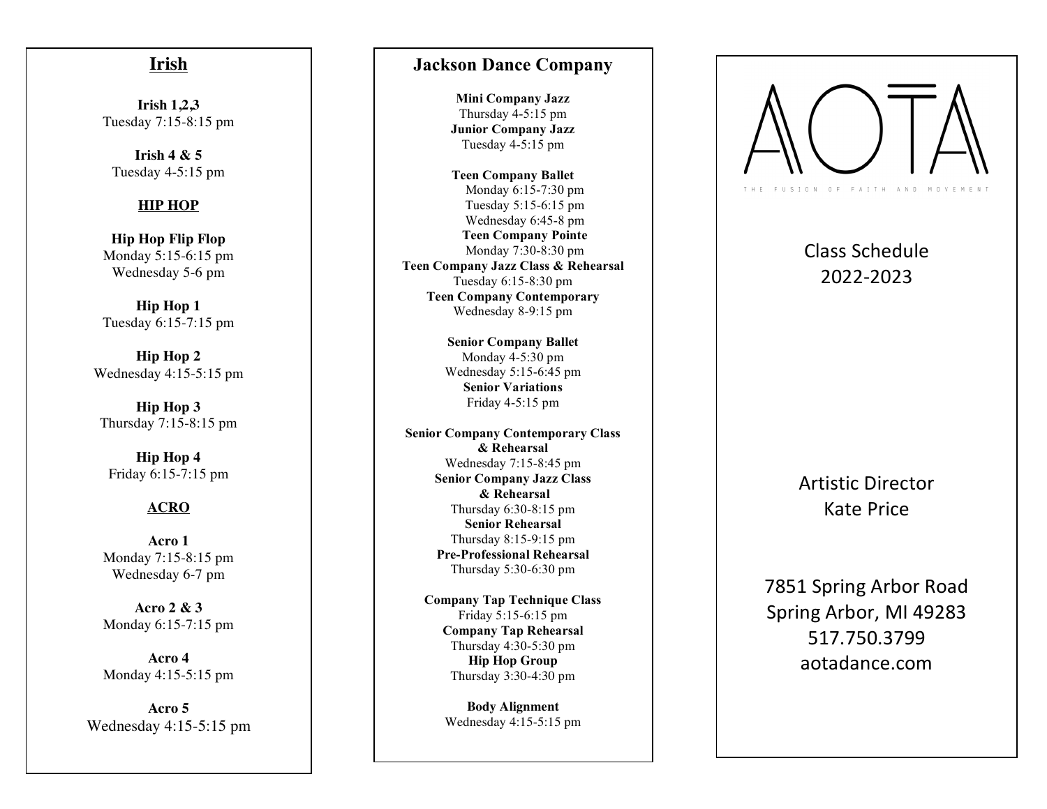## Irish

**Irish 1,2,3**
Tuesday 7:15-8:15 pm

**Irish 4 & 5**
Tuesday 4-5:15 pm

## HIP HOP

**Hip Hop Flip Flop**
Monday 5:15-6:15 pm
Wednesday 5-6 pm

**Hip Hop 1**
Tuesday 6:15-7:15 pm

**Hip Hop 2**
Wednesday 4:15-5:15 pm

**Hip Hop 3**
Thursday 7:15-8:15 pm

**Hip Hop 4**
Friday 6:15-7:15 pm

## ACRO

**Acro 1**
Monday 7:15-8:15 pm
Wednesday 6-7 pm

**Acro 2 & 3**
Monday 6:15-7:15 pm

**Acro 4**
Monday 4:15-5:15 pm

**Acro 5**
Wednesday 4:15-5:15 pm

## Jackson Dance Company

**Mini Company Jazz**
Thursday 4-5:15 pm
**Junior Company Jazz**
Tuesday 4-5:15 pm

**Teen Company Ballet**
Monday 6:15-7:30 pm
Tuesday 5:15-6:15 pm
Wednesday 6:45-8 pm
**Teen Company Pointe**
Monday 7:30-8:30 pm
**Teen Company Jazz Class & Rehearsal**
Tuesday 6:15-8:30 pm
**Teen Company Contemporary**
Wednesday 8-9:15 pm

**Senior Company Ballet**
Monday 4-5:30 pm
Wednesday 5:15-6:45 pm
**Senior Variations**
Friday 4-5:15 pm

**Senior Company Contemporary Class & Rehearsal**
Wednesday 7:15-8:45 pm
**Senior Company Jazz Class & Rehearsal**
Thursday 6:30-8:15 pm
**Senior Rehearsal**
Thursday 8:15-9:15 pm
**Pre-Professional Rehearsal**
Thursday 5:30-6:30 pm

**Company Tap Technique Class**
Friday 5:15-6:15 pm
**Company Tap Rehearsal**
Thursday 4:30-5:30 pm
**Hip Hop Group**
Thursday 3:30-4:30 pm

**Body Alignment**
Wednesday 4:15-5:15 pm

# AOTA

THE FUSION OF FAITH AND MOVEMENT

Class Schedule
2022-2023

Artistic Director
Kate Price

7851 Spring Arbor Road
Spring Arbor, MI 49283
517.750.3799
aotadance.com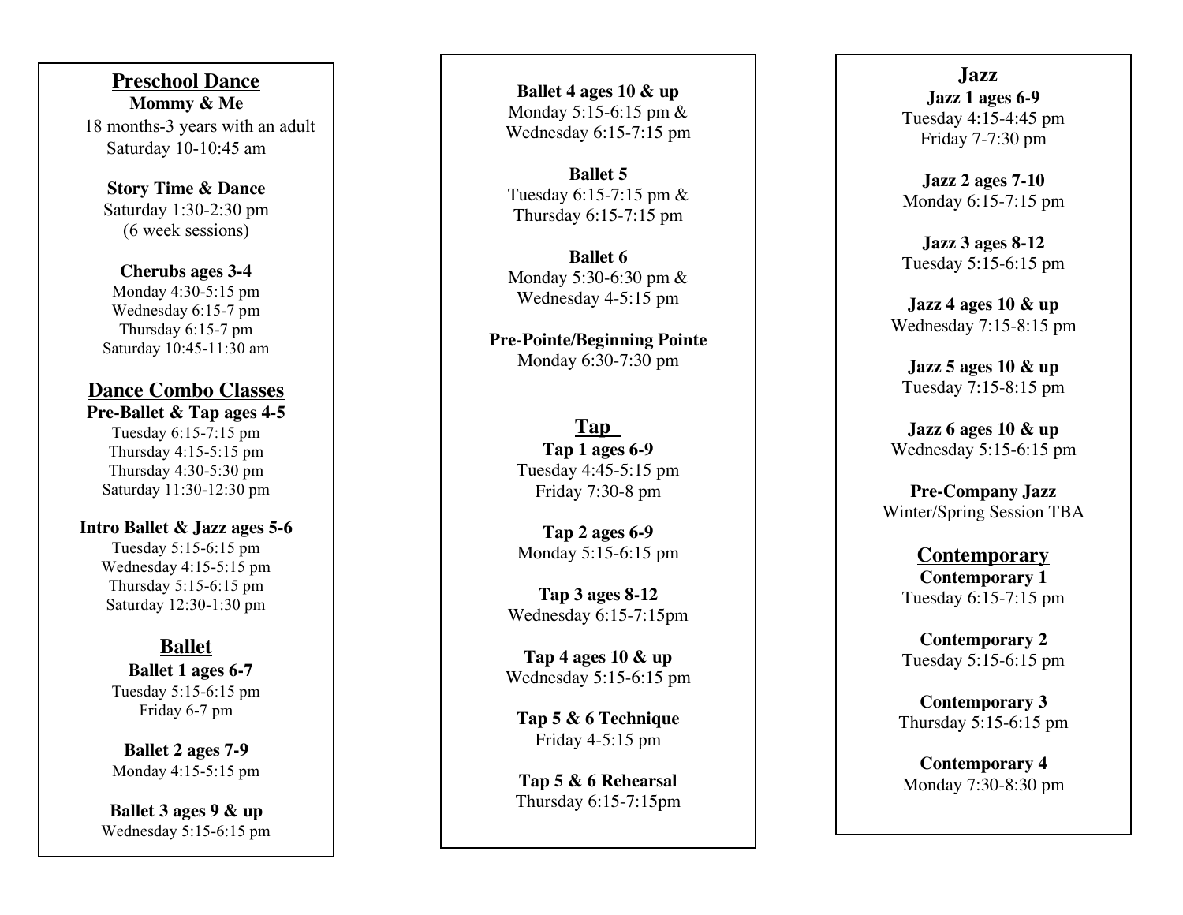## Preschool Dance

**Mommy & Me**
18 months-3 years with an adult
Saturday 10-10:45 am

**Story Time & Dance**
Saturday 1:30-2:30 pm
(6 week sessions)

**Cherubs ages 3-4**
Monday 4:30-5:15 pm
Wednesday 6:15-7 pm
Thursday 6:15-7 pm
Saturday 10:45-11:30 am

## Dance Combo Classes

**Pre-Ballet & Tap ages 4-5**
Tuesday 6:15-7:15 pm
Thursday 4:15-5:15 pm
Thursday 4:30-5:30 pm
Saturday 11:30-12:30 pm

**Intro Ballet & Jazz ages 5-6**
Tuesday 5:15-6:15 pm
Wednesday 4:15-5:15 pm
Thursday 5:15-6:15 pm
Saturday 12:30-1:30 pm

## Ballet

**Ballet 1 ages 6-7**
Tuesday 5:15-6:15 pm
Friday 6-7 pm

**Ballet 2 ages 7-9**
Monday 4:15-5:15 pm

**Ballet 3 ages 9 & up**
Wednesday 5:15-6:15 pm

**Ballet 4 ages 10 & up**
Monday 5:15-6:15 pm &
Wednesday 6:15-7:15 pm

**Ballet 5**
Tuesday 6:15-7:15 pm &
Thursday 6:15-7:15 pm

**Ballet 6**
Monday 5:30-6:30 pm &
Wednesday 4-5:15 pm

**Pre-Pointe/Beginning Pointe**
Monday 6:30-7:30 pm

## Tap

**Tap 1 ages 6-9**
Tuesday 4:45-5:15 pm
Friday 7:30-8 pm

**Tap 2 ages 6-9**
Monday 5:15-6:15 pm

**Tap 3 ages 8-12**
Wednesday 6:15-7:15pm

**Tap 4 ages 10 & up**
Wednesday 5:15-6:15 pm

**Tap 5 & 6 Technique**
Friday 4-5:15 pm

**Tap 5 & 6 Rehearsal**
Thursday 6:15-7:15pm

## Jazz

**Jazz 1 ages 6-9**
Tuesday 4:15-4:45 pm
Friday 7-7:30 pm

**Jazz 2 ages 7-10**
Monday 6:15-7:15 pm

**Jazz 3 ages 8-12**
Tuesday 5:15-6:15 pm

**Jazz 4 ages 10 & up**
Wednesday 7:15-8:15 pm

**Jazz 5 ages 10 & up**
Tuesday 7:15-8:15 pm

**Jazz 6 ages 10 & up**
Wednesday 5:15-6:15 pm

**Pre-Company Jazz**
Winter/Spring Session TBA

## Contemporary

**Contemporary 1**
Tuesday 6:15-7:15 pm

**Contemporary 2**
Tuesday 5:15-6:15 pm

**Contemporary 3**
Thursday 5:15-6:15 pm

**Contemporary 4**
Monday 7:30-8:30 pm